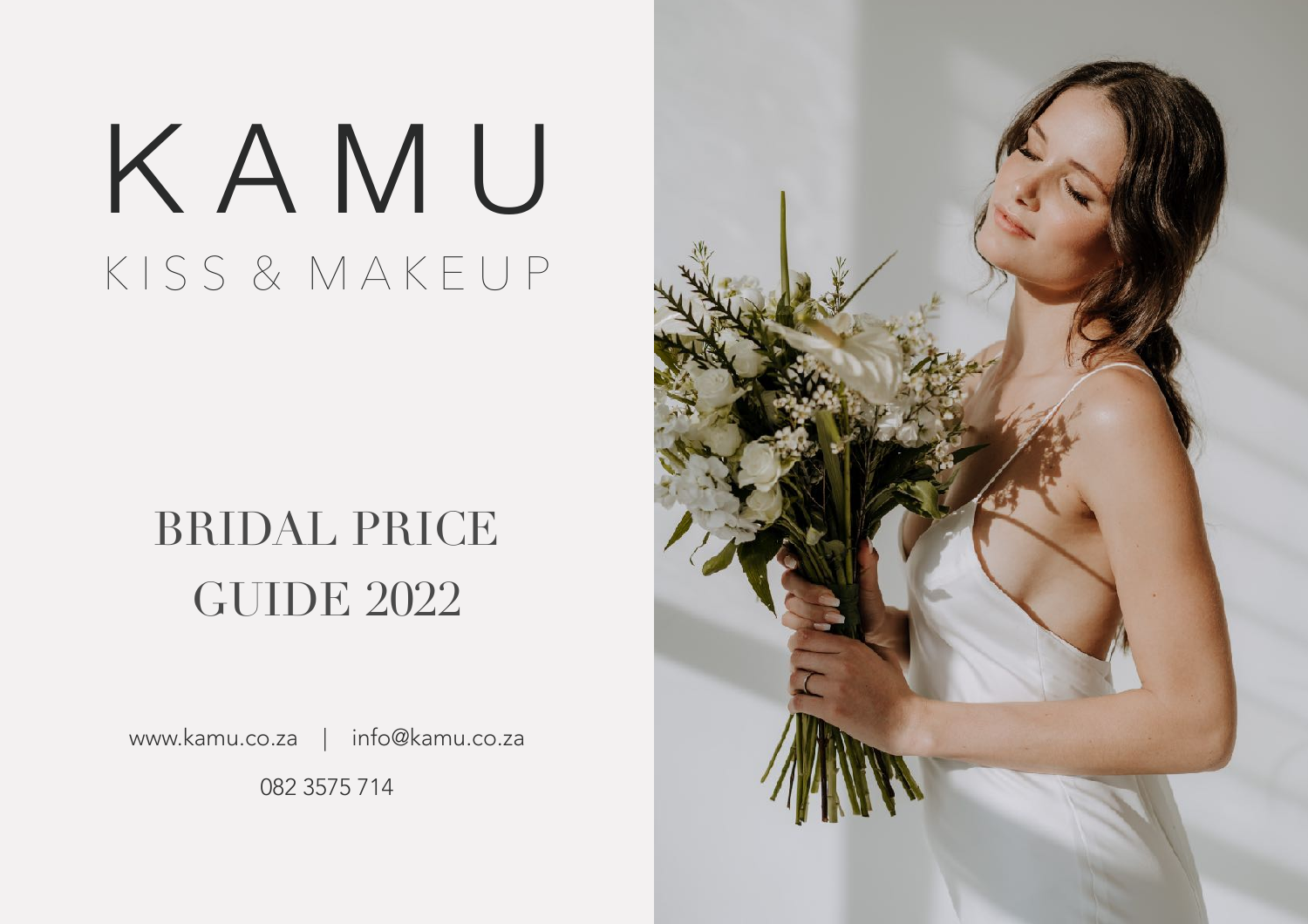# KAMU

## KISS & MAKEUP

## BRIDAL PRICE GUIDE 2022

www.kamu.co.za | info@kamu.co.za

082 3575 714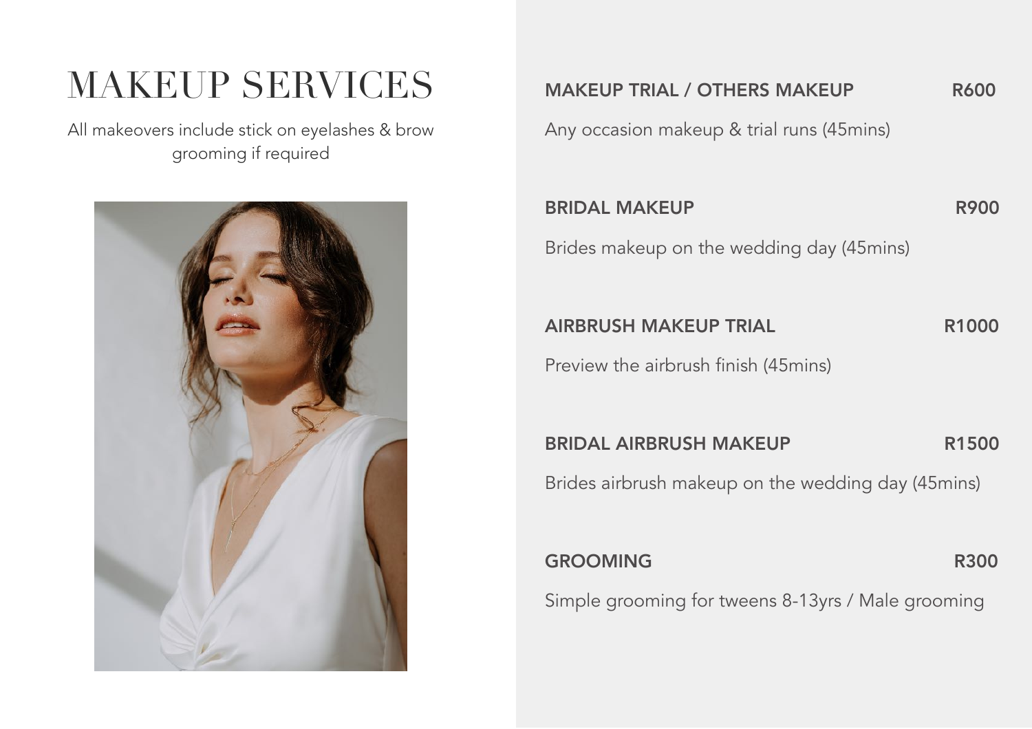# MAKEUP SERVICES

All makeovers include stick on eyelashes & brow grooming if required

**MAKEUP TRIAL / OTHERS MAKEUP** — **R600**

Any occasion makeup & trial runs (45mins)

**BRIDAL MAKEUP** — **R900**

Brides makeup on the wedding day (45mins)

**AIRBRUSH MAKEUP TRIAL** — **R1000**

Preview the airbrush finish (45mins)

**BRIDAL AIRBRUSH MAKEUP** — **R1500**

Brides airbrush makeup on the wedding day (45mins)

**GROOMING** — **R300**

Simple grooming for tweens 8-13yrs / Male grooming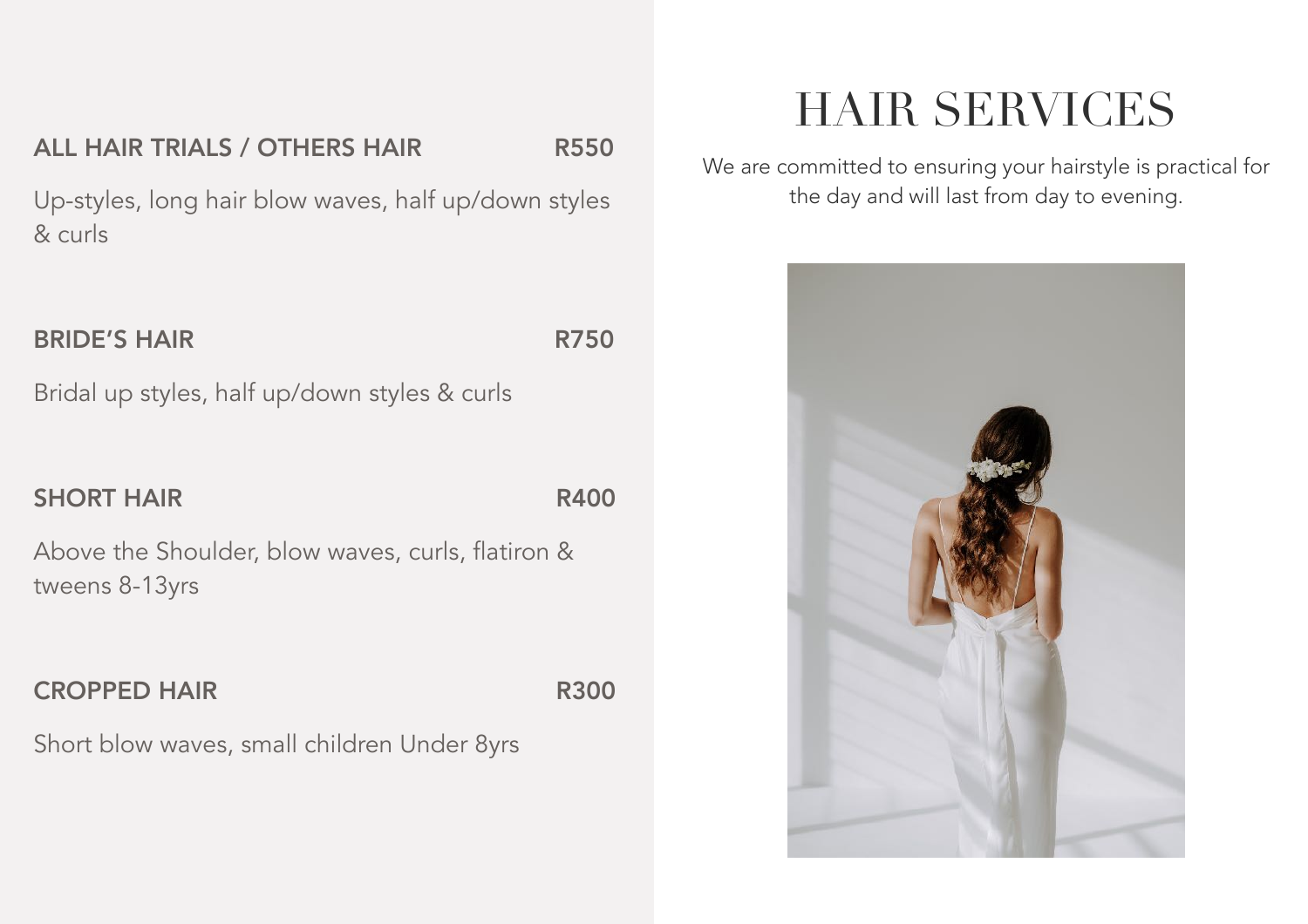# HAIR SERVICES

We are committed to ensuring your hairstyle is practical for the day and will last from day to evening.

**ALL HAIR TRIALS / OTHERS HAIR** **R550**

Up-styles, long hair blow waves, half up/down styles & curls

**BRIDE'S HAIR** **R750**

Bridal up styles, half up/down styles & curls

**SHORT HAIR** **R400**

Above the Shoulder, blow waves, curls, flatiron & tweens 8-13yrs

**CROPPED HAIR** **R300**

Short blow waves, small children Under 8yrs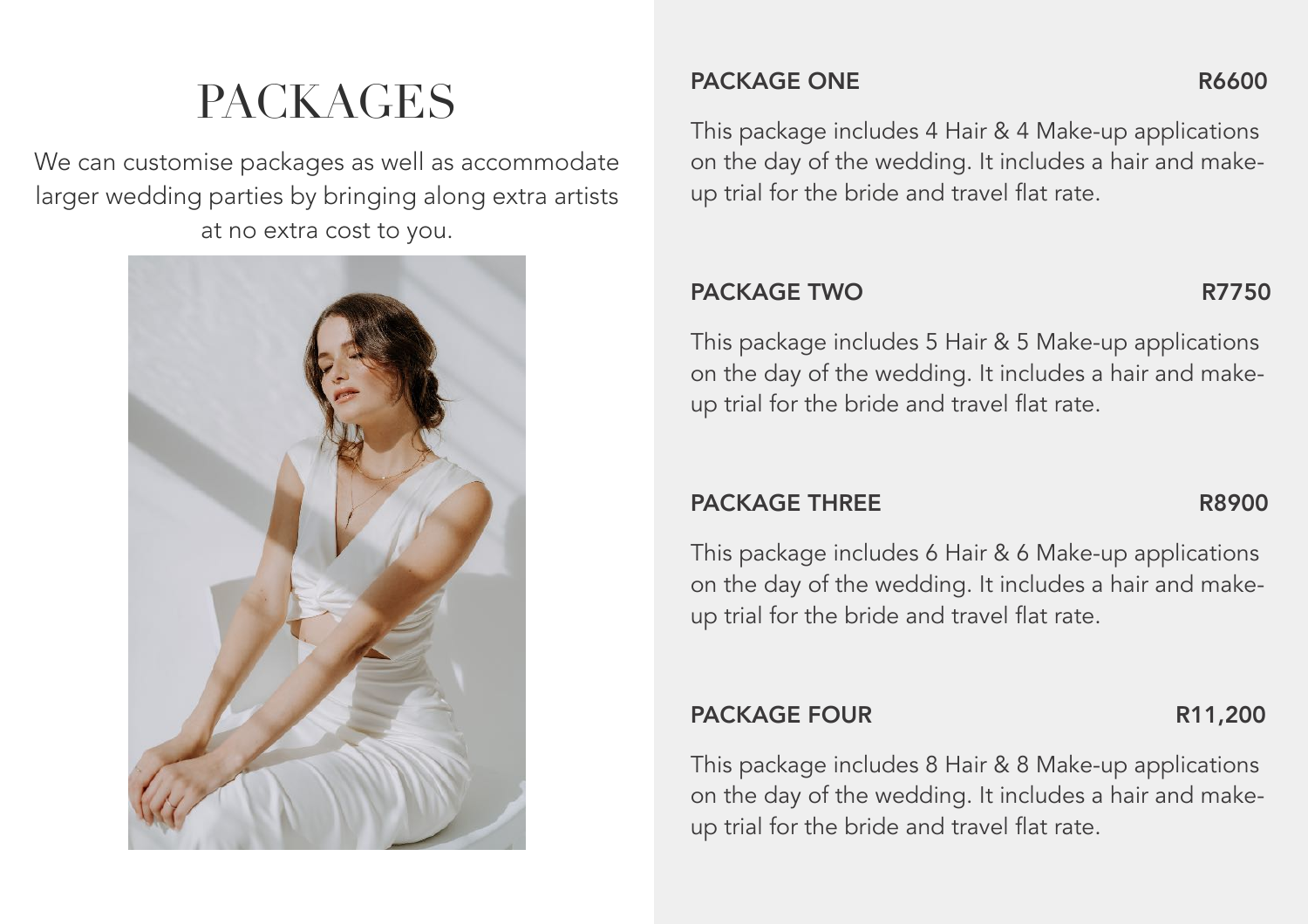# PACKAGES

We can customise packages as well as accommodate larger wedding parties by bringing along extra artists at no extra cost to you.

**PACKAGE ONE** **R6600**

This package includes 4 Hair & 4 Make-up applications on the day of the wedding. It includes a hair and make-up trial for the bride and travel flat rate.

**PACKAGE TWO** **R7750**

This package includes 5 Hair & 5 Make-up applications on the day of the wedding. It includes a hair and make-up trial for the bride and travel flat rate.

**PACKAGE THREE** **R8900**

This package includes 6 Hair & 6 Make-up applications on the day of the wedding. It includes a hair and make-up trial for the bride and travel flat rate.

**PACKAGE FOUR** **R11,200**

This package includes 8 Hair & 8 Make-up applications on the day of the wedding. It includes a hair and make-up trial for the bride and travel flat rate.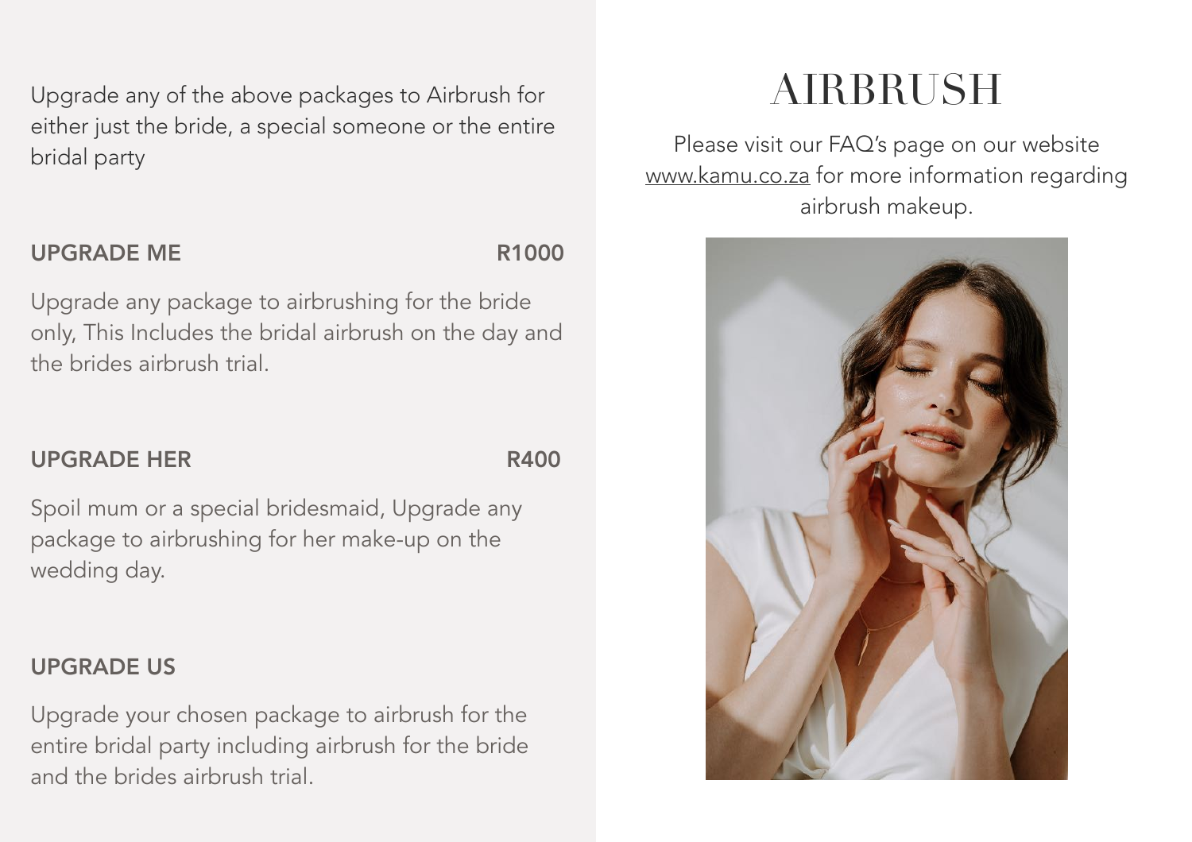Upgrade any of the above packages to Airbrush for either just the bride, a special someone or the entire bridal party

### UPGRADE ME — R1000

Upgrade any package to airbrushing for the bride only, This Includes the bridal airbrush on the day and the brides airbrush trial.

### UPGRADE HER — R400

Spoil mum or a special bridesmaid, Upgrade any package to airbrushing for her make-up on the wedding day.

### UPGRADE US

Upgrade your chosen package to airbrush for the entire bridal party including airbrush for the bride and the brides airbrush trial.

# AIRBRUSH

Please visit our FAQ's page on our website www.kamu.co.za for more information regarding airbrush makeup.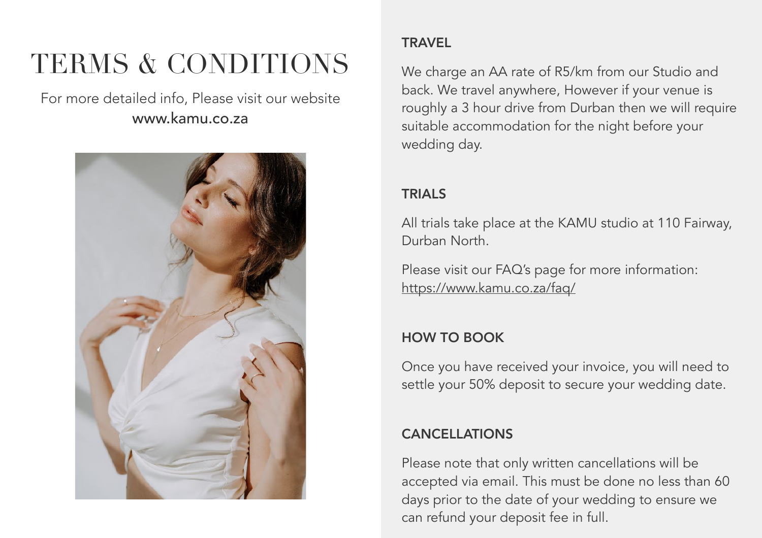# TERMS & CONDITIONS

For more detailed info, Please visit our website
www.kamu.co.za

## TRAVEL

We charge an AA rate of R5/km from our Studio and back. We travel anywhere, However if your venue is roughly a 3 hour drive from Durban then we will require suitable accommodation for the night before your wedding day.

## TRIALS

All trials take place at the KAMU studio at 110 Fairway, Durban North.

Please visit our FAQ's page for more information: https://www.kamu.co.za/faq/

## HOW TO BOOK

Once you have received your invoice, you will need to settle your 50% deposit to secure your wedding date.

## CANCELLATIONS

Please note that only written cancellations will be accepted via email. This must be done no less than 60 days prior to the date of your wedding to ensure we can refund your deposit fee in full.